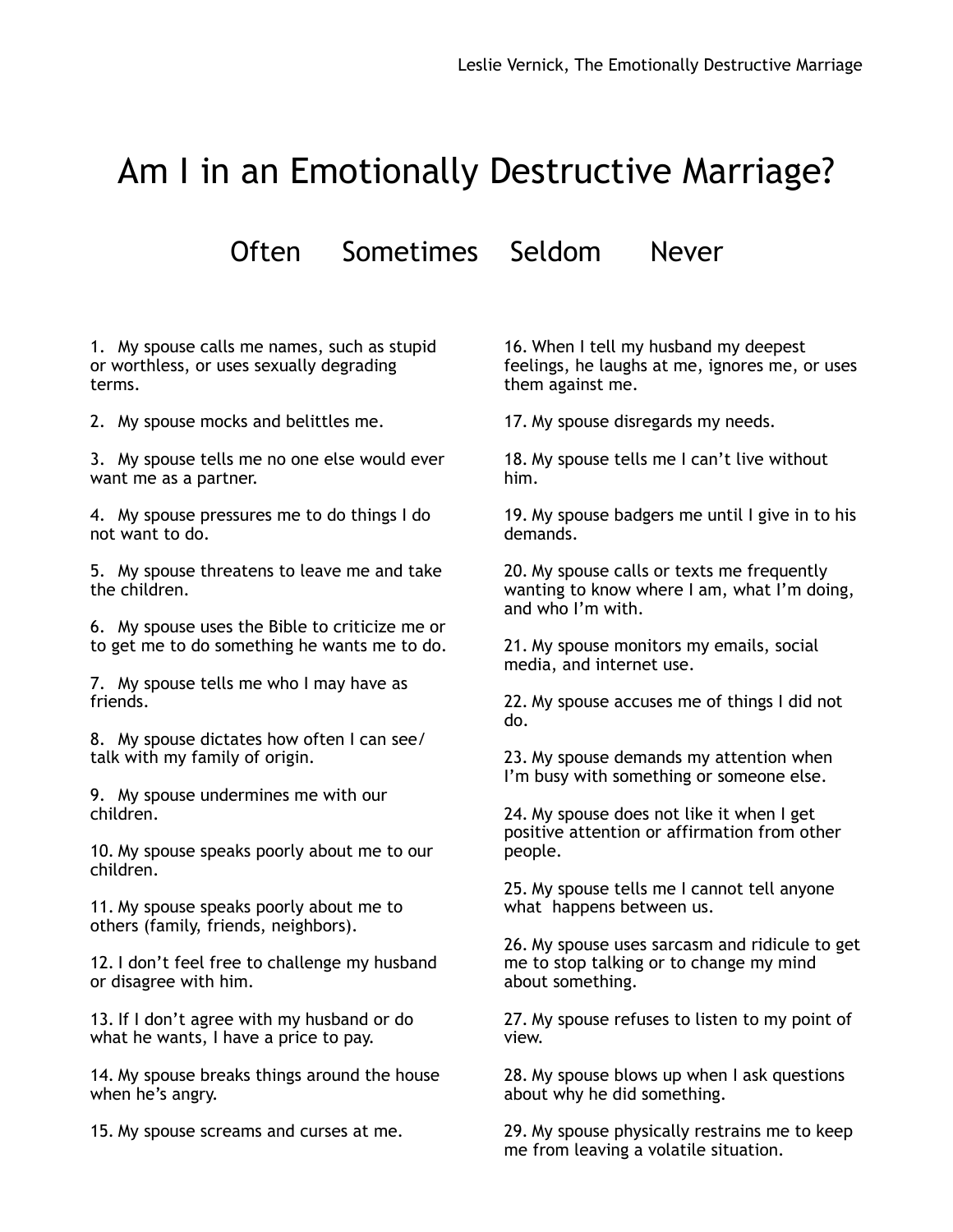# Am I in an Emotionally Destructive Marriage?

## Often  Sometimes  Seldom  Never

1. My spouse calls me names, such as stupid or worthless, or uses sexually degrading terms.

2. My spouse mocks and belittles me.

3. My spouse tells me no one else would ever want me as a partner.

4. My spouse pressures me to do things I do not want to do.

5. My spouse threatens to leave me and take the children.

6. My spouse uses the Bible to criticize me or to get me to do something he wants me to do.

7. My spouse tells me who I may have as friends.

8. My spouse dictates how often I can see/talk with my family of origin.

9. My spouse undermines me with our children.

10. My spouse speaks poorly about me to our children.

11. My spouse speaks poorly about me to others (family, friends, neighbors).

12. I don't feel free to challenge my husband or disagree with him.

13. If I don't agree with my husband or do what he wants, I have a price to pay.

14. My spouse breaks things around the house when he's angry.

15. My spouse screams and curses at me.

16. When I tell my husband my deepest feelings, he laughs at me, ignores me, or uses them against me.

17. My spouse disregards my needs.

18. My spouse tells me I can't live without him.

19. My spouse badgers me until I give in to his demands.

20. My spouse calls or texts me frequently wanting to know where I am, what I'm doing, and who I'm with.

21. My spouse monitors my emails, social media, and internet use.

22. My spouse accuses me of things I did not do.

23. My spouse demands my attention when I'm busy with something or someone else.

24. My spouse does not like it when I get positive attention or affirmation from other people.

25. My spouse tells me I cannot tell anyone what happens between us.

26. My spouse uses sarcasm and ridicule to get me to stop talking or to change my mind about something.

27. My spouse refuses to listen to my point of view.

28. My spouse blows up when I ask questions about why he did something.

29. My spouse physically restrains me to keep me from leaving a volatile situation.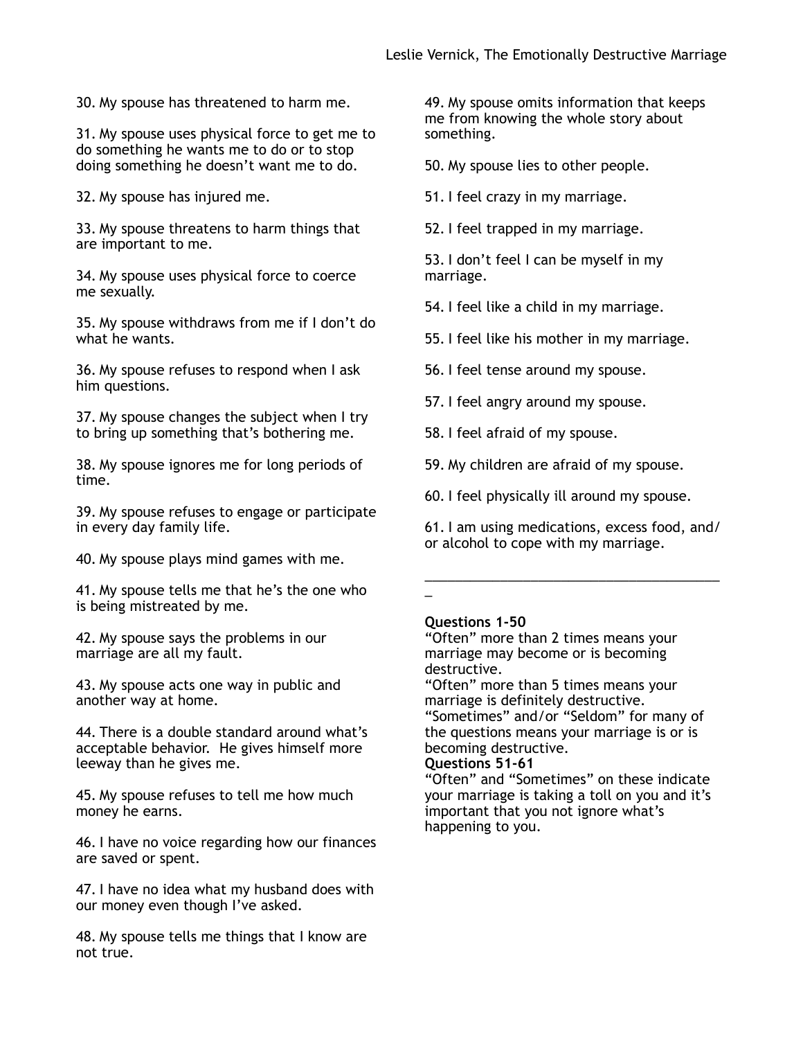30. My spouse has threatened to harm me.

31. My spouse uses physical force to get me to do something he wants me to do or to stop doing something he doesn't want me to do.

32. My spouse has injured me.

33. My spouse threatens to harm things that are important to me.

34. My spouse uses physical force to coerce me sexually.

35. My spouse withdraws from me if I don't do what he wants.

36. My spouse refuses to respond when I ask him questions.

37. My spouse changes the subject when I try to bring up something that's bothering me.

38. My spouse ignores me for long periods of time.

39. My spouse refuses to engage or participate in every day family life.

40. My spouse plays mind games with me.

41. My spouse tells me that he's the one who is being mistreated by me.

42. My spouse says the problems in our marriage are all my fault.

43. My spouse acts one way in public and another way at home.

44. There is a double standard around what's acceptable behavior. He gives himself more leeway than he gives me.

45. My spouse refuses to tell me how much money he earns.

46. I have no voice regarding how our finances are saved or spent.

47. I have no idea what my husband does with our money even though I've asked.

48. My spouse tells me things that I know are not true.

49. My spouse omits information that keeps me from knowing the whole story about something.

50. My spouse lies to other people.

51. I feel crazy in my marriage.

52. I feel trapped in my marriage.

53. I don't feel I can be myself in my marriage.

54. I feel like a child in my marriage.

55. I feel like his mother in my marriage.

56. I feel tense around my spouse.

57. I feel angry around my spouse.

58. I feel afraid of my spouse.

59. My children are afraid of my spouse.

60. I feel physically ill around my spouse.

61. I am using medications, excess food, and/or alcohol to cope with my marriage.

---

**Questions 1-50**
"Often" more than 2 times means your marriage may become or is becoming destructive.
"Often" more than 5 times means your marriage is definitely destructive.
"Sometimes" and/or "Seldom" for many of the questions means your marriage is or is becoming destructive.

**Questions 51-61**
"Often" and "Sometimes" on these indicate your marriage is taking a toll on you and it's important that you not ignore what's happening to you.